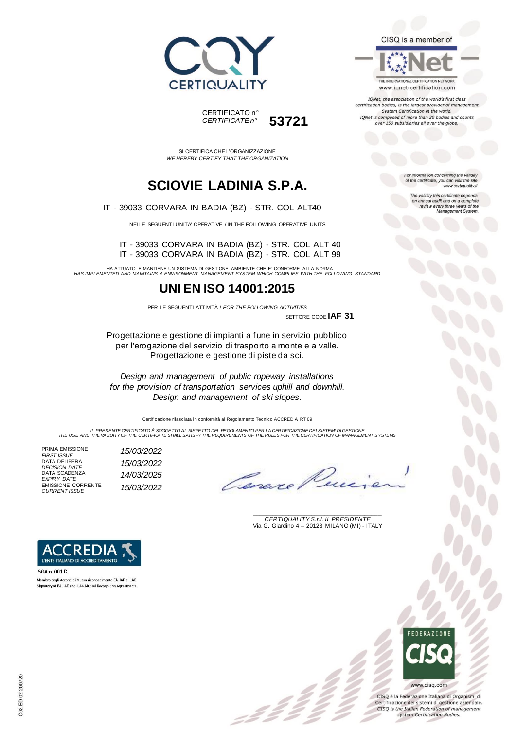CERTIQUALITY

CERTIFICATO n°
*CERTIFICATE n°* **53721**

CISQ is a member of IQNet

THE INTERNATIONAL CERTIFICATION NETWORK
www.iqnet-certification.com

*IQNet, the association of the world's first class certification bodies, is the largest provider of management System Certification in the world. IQNet is composed of more than 30 bodies and counts over 150 subsidiaries all over the globe.*

SI CERTIFICA CHE L'ORGANIZZAZIONE
*WE HEREBY CERTIFY THAT THE ORGANIZATION*

# SCIOVIE LADINIA S.P.A.

IT - 39033 CORVARA IN BADIA (BZ) - STR. COL ALT40

NELLE SEGUENTI UNITA' OPERATIVE / IN THE FOLLOWING OPERATIVE UNITS

IT - 39033 CORVARA IN BADIA (BZ) - STR. COL ALT 40
IT - 39033 CORVARA IN BADIA (BZ) - STR. COL ALT 99

HA ATTUATO E MANTIENE UN SISTEMA DI GESTIONE AMBIENTE CHE E' CONFORME ALLA NORMA
*HAS IMPLEMENTED AND MAINTAINS A ENVIRONMENT MANAGEMENT SYSTEM WHICH COMPLIES WITH THE FOLLOWING STANDARD*

# UNI EN ISO 14001:2015

PER LE SEGUENTI ATTIVITÀ / *FOR THE FOLLOWING ACTIVITIES*

SETTORE CODE **IAF 31**

Progettazione e gestione di impianti a fune in servizio pubblico per l'erogazione del servizio di trasporto a monte e a valle. Progettazione e gestione di piste da sci.

*Design and management of public ropeway installations for the provision of transportation services uphill and downhill. Design and management of ski slopes.*

Certificazione rilasciata in conformità al Regolamento Tecnico ACCREDIA RT 09

*IL PRESENTE CERTIFICATO È SOGGETTO AL RISPETTO DEL REGOLAMENTO PER LA CERTIFICAZIONE DEI SISTEMI DI GESTIONE*
*THE USE AND THE VALIDITY OF THE CERTIFICATE SHALL SATISFY THE REQUIREMENTS OF THE RULES FOR THE CERTIFICATION OF MANAGEMENT SYSTEMS*

| | |
|---|---|
| PRIMA EMISSIONE *FIRST ISSUE* | *15/03/2022* |
| DATA DELIBERA *DECISION DATE* | *15/03/2022* |
| DATA SCADENZA *EXPIRY DATE* | *14/03/2025* |
| EMISSIONE CORRENTE *CURRENT ISSUE* | *15/03/2022* |

*For information concerning the validity of the certificate, you can visit the site www.certiquality.it*

*The validity this certificate depends on annual audit and on a complete review every three years of the Management System.*

*CERTIQUALITY S.r.l. IL PRESIDENTE*
Via G. Giardino 4 – 20123 MILANO (MI) - ITALY

ACCREDIA L'ENTE ITALIANO DI ACCREDITAMENTO
SGA n. 001 D
Membro degli Accordi di Mutuo riconoscimento EA, IAF e ILAC
Signatory of EA, IAF and ILAC Mutual Recognition Agreements

FEDERAZIONE CISQ
www.cisq.com

CISQ è la Federazione Italiana di Organismi di Certificazione dei sistemi di gestione aziendale.
*CISQ is the Italian Federation of management system Certification Bodies.*

C02 ED 02 200720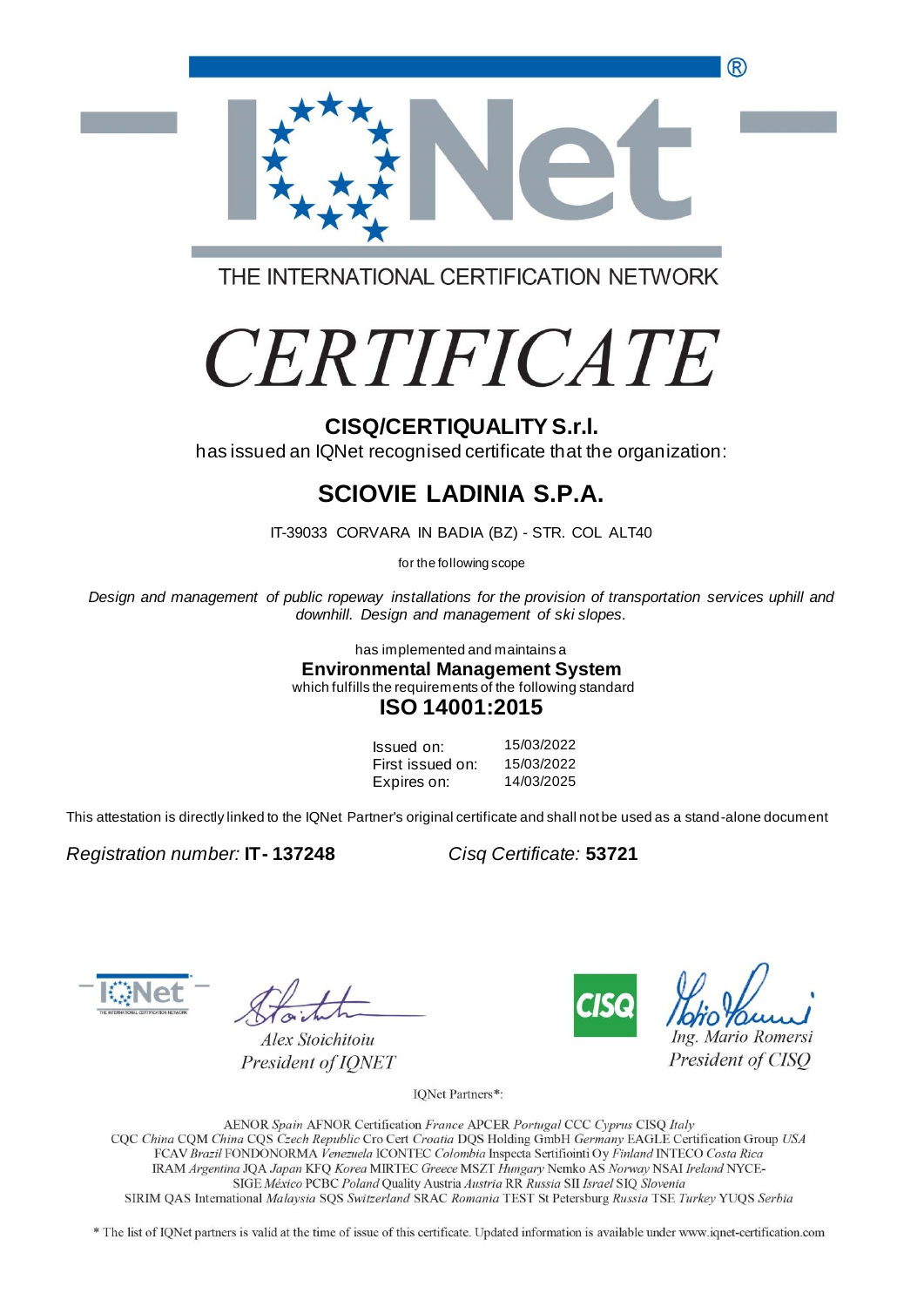THE INTERNATIONAL CERTIFICATION NETWORK

# CERTIFICATE

## CISQ/CERTIQUALITY S.r.l.

has issued an IQNet recognised certificate that the organization:

## SCIOVIE LADINIA S.P.A.

IT-39033 CORVARA IN BADIA (BZ) - STR. COL ALT40

for the following scope

*Design and management of public ropeway installations for the provision of transportation services uphill and downhill. Design and management of ski slopes.*

has implemented and maintains a

**Environmental Management System**

which fulfills the requirements of the following standard

**ISO 14001:2015**

| | |
|---|---|
| Issued on: | 15/03/2022 |
| First issued on: | 15/03/2022 |
| Expires on: | 14/03/2025 |

This attestation is directly linked to the IQNet Partner's original certificate and shall not be used as a stand-alone document

*Registration number:* **IT - 137248** *Cisq Certificate:* **53721**

*Alex Stoichitoiu*
*President of IQNET*

*Ing. Mario Romersi*
*President of CISQ*

IQNet Partners*:

AENOR *Spain* AFNOR Certification *France* APCER *Portugal* CCC *Cyprus* CISQ *Italy*
CQC *China* CQM *China* CQS *Czech Republic* Cro Cert *Croatia* DQS Holding GmbH *Germany* EAGLE Certification Group *USA*
FCAV *Brazil* FONDONORMA *Venezuela* ICONTEC *Colombia* Inspecta Sertifiointi Oy *Finland* INTECO *Costa Rica*
IRAM *Argentina* JQA *Japan* KFQ *Korea* MIRTEC *Greece* MSZT *Hungary* Nemko AS *Norway* NSAI *Ireland* NYCE-SIGE *México* PCBC *Poland* Quality Austria *Austria* RR *Russia* SII *Israel* SIQ *Slovenia*
SIRIM QAS International *Malaysia* SQS *Switzerland* SRAC *Romania* TEST St Petersburg *Russia* TSE *Turkey* YUQS *Serbia*

\* The list of IQNet partners is valid at the time of issue of this certificate. Updated information is available under www.iqnet-certification.com